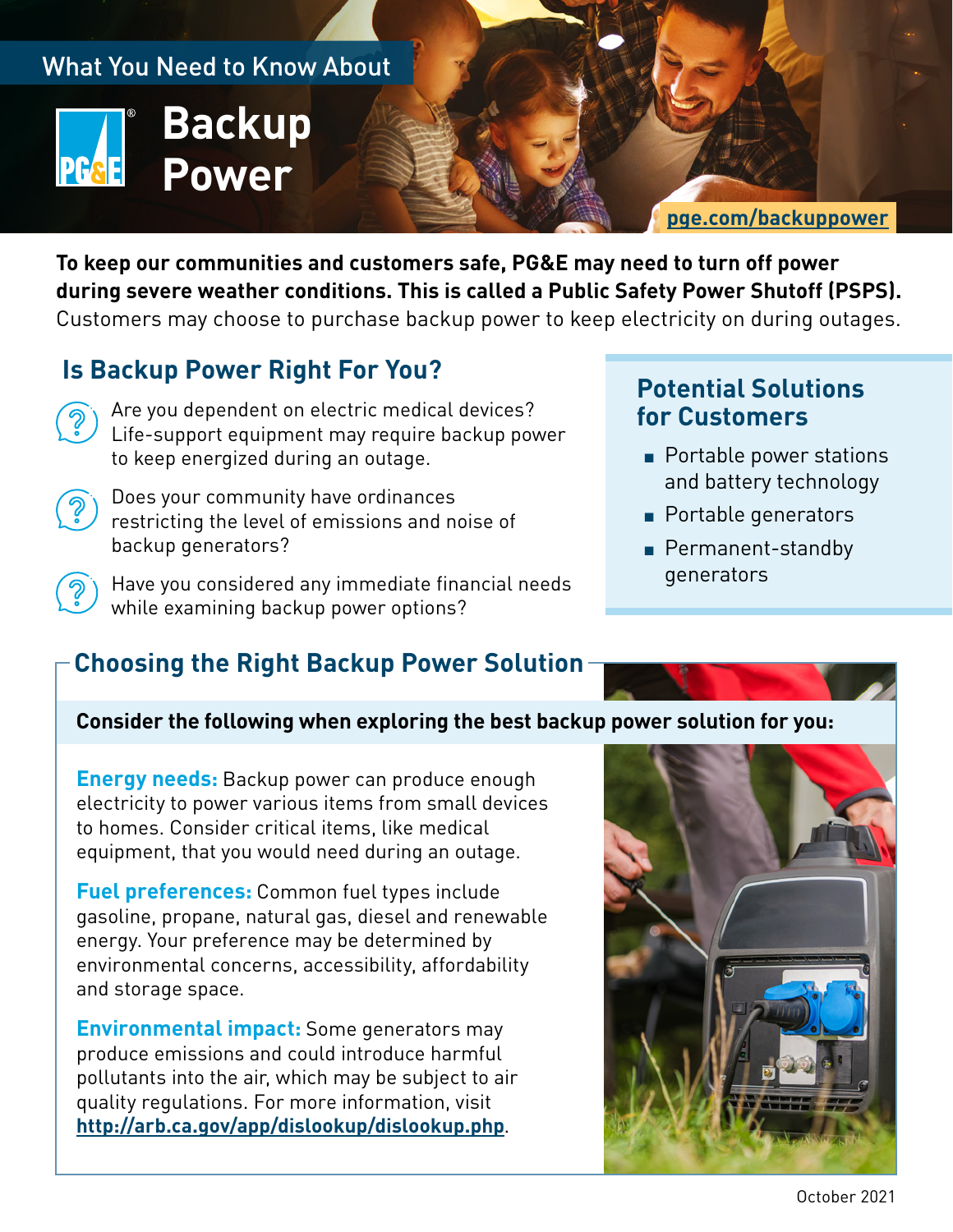What You Need to Know About

# Backup Power

pge.com/backuppower

**To keep our communities and customers safe, PG&E may need to turn off power during severe weather conditions. This is called a Public Safety Power Shutoff (PSPS).** Customers may choose to purchase backup power to keep electricity on during outages.

## Is Backup Power Right For You?

- Are you dependent on electric medical devices? Life-support equipment may require backup power to keep energized during an outage.
- Does your community have ordinances restricting the level of emissions and noise of backup generators?
- Have you considered any immediate financial needs while examining backup power options?

## Potential Solutions for Customers

- Portable power stations and battery technology
- Portable generators
- Permanent-standby generators

## Choosing the Right Backup Power Solution

**Consider the following when exploring the best backup power solution for you:**

**Energy needs:** Backup power can produce enough electricity to power various items from small devices to homes. Consider critical items, like medical equipment, that you would need during an outage.

**Fuel preferences:** Common fuel types include gasoline, propane, natural gas, diesel and renewable energy. Your preference may be determined by environmental concerns, accessibility, affordability and storage space.

**Environmental impact:** Some generators may produce emissions and could introduce harmful pollutants into the air, which may be subject to air quality regulations. For more information, visit http://arb.ca.gov/app/dislookup/dislookup.php.

October 2021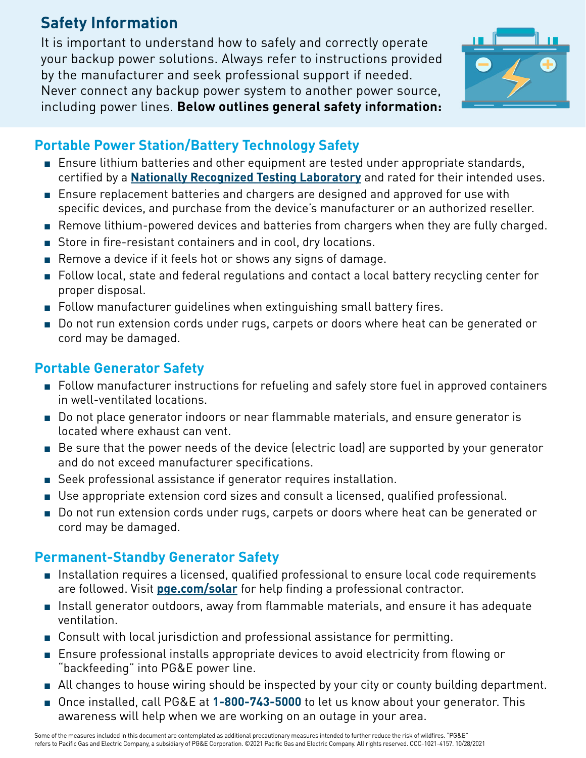## Safety Information

It is important to understand how to safely and correctly operate your backup power solutions. Always refer to instructions provided by the manufacturer and seek professional support if needed. Never connect any backup power system to another power source, including power lines. **Below outlines general safety information:**

### Portable Power Station/Battery Technology Safety

- Ensure lithium batteries and other equipment are tested under appropriate standards, certified by a **Nationally Recognized Testing Laboratory** and rated for their intended uses.
- Ensure replacement batteries and chargers are designed and approved for use with specific devices, and purchase from the device's manufacturer or an authorized reseller.
- Remove lithium-powered devices and batteries from chargers when they are fully charged.
- Store in fire-resistant containers and in cool, dry locations.
- Remove a device if it feels hot or shows any signs of damage.
- Follow local, state and federal regulations and contact a local battery recycling center for proper disposal.
- Follow manufacturer guidelines when extinguishing small battery fires.
- Do not run extension cords under rugs, carpets or doors where heat can be generated or cord may be damaged.

### Portable Generator Safety

- Follow manufacturer instructions for refueling and safely store fuel in approved containers in well-ventilated locations.
- Do not place generator indoors or near flammable materials, and ensure generator is located where exhaust can vent.
- Be sure that the power needs of the device (electric load) are supported by your generator and do not exceed manufacturer specifications.
- Seek professional assistance if generator requires installation.
- Use appropriate extension cord sizes and consult a licensed, qualified professional.
- Do not run extension cords under rugs, carpets or doors where heat can be generated or cord may be damaged.

### Permanent-Standby Generator Safety

- Installation requires a licensed, qualified professional to ensure local code requirements are followed. Visit **pge.com/solar** for help finding a professional contractor.
- Install generator outdoors, away from flammable materials, and ensure it has adequate ventilation.
- Consult with local jurisdiction and professional assistance for permitting.
- Ensure professional installs appropriate devices to avoid electricity from flowing or "backfeeding" into PG&E power line.
- All changes to house wiring should be inspected by your city or county building department.
- Once installed, call PG&E at **1-800-743-5000** to let us know about your generator. This awareness will help when we are working on an outage in your area.

Some of the measures included in this document are contemplated as additional precautionary measures intended to further reduce the risk of wildfires. "PG&E" refers to Pacific Gas and Electric Company, a subsidiary of PG&E Corporation. ©2021 Pacific Gas and Electric Company. All rights reserved. CCC-1021-4157. 10/28/2021